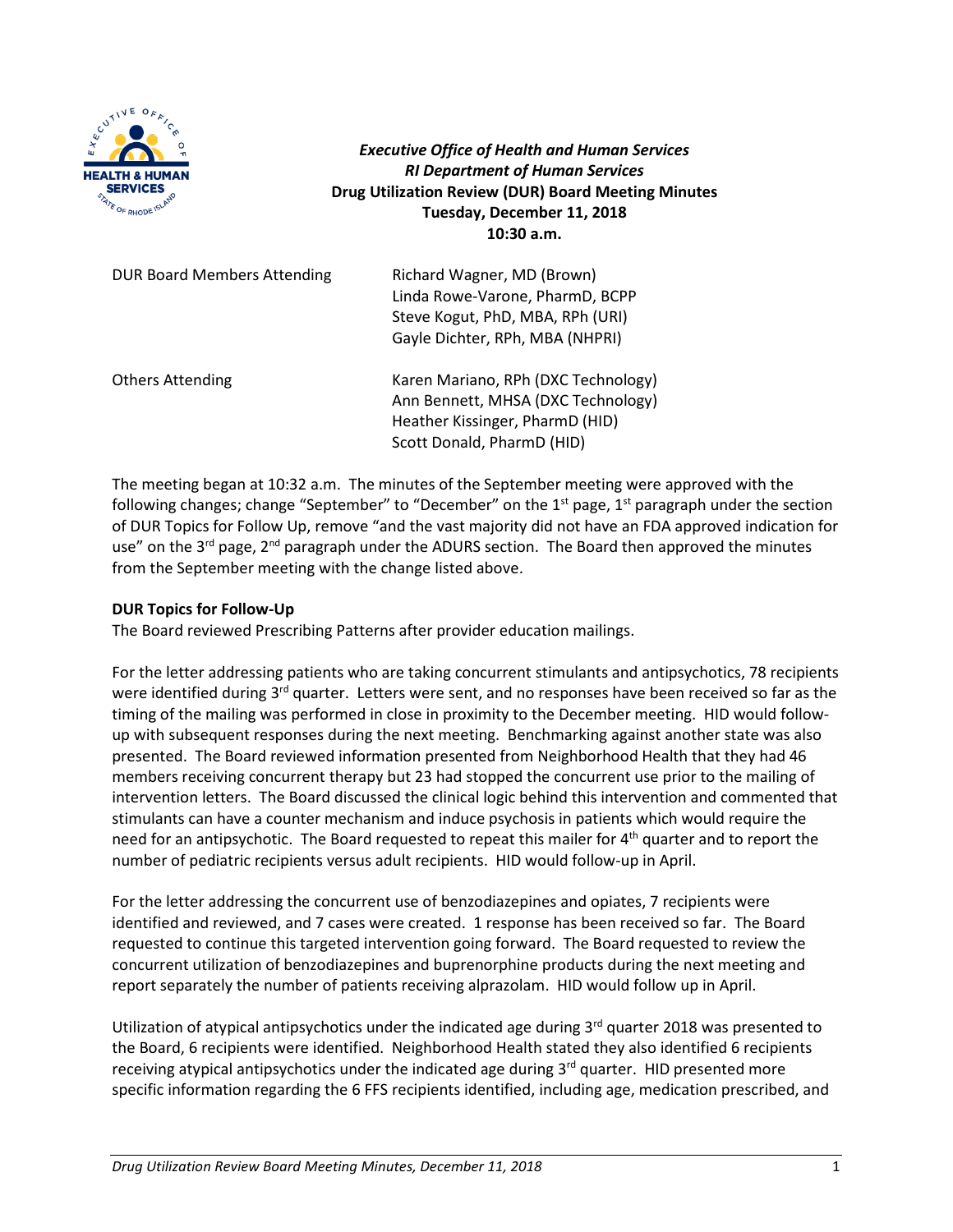***Executive Office of Health and Human Services***
***RI Department of Human Services***
**Drug Utilization Review (DUR) Board Meeting Minutes**
**Tuesday, December 11, 2018**
**10:30 a.m.**

| | |
|---|---|
| DUR Board Members Attending | Richard Wagner, MD (Brown)<br>Linda Rowe-Varone, PharmD, BCPP<br>Steve Kogut, PhD, MBA, RPh (URI)<br>Gayle Dichter, RPh, MBA (NHPRI) |
| Others Attending | Karen Mariano, RPh (DXC Technology)<br>Ann Bennett, MHSA (DXC Technology)<br>Heather Kissinger, PharmD (HID)<br>Scott Donald, PharmD (HID) |

The meeting began at 10:32 a.m. The minutes of the September meeting were approved with the following changes; change "September" to "December" on the 1st page, 1st paragraph under the section of DUR Topics for Follow Up, remove "and the vast majority did not have an FDA approved indication for use" on the 3rd page, 2nd paragraph under the ADURS section. The Board then approved the minutes from the September meeting with the change listed above.

**DUR Topics for Follow-Up**

The Board reviewed Prescribing Patterns after provider education mailings.

For the letter addressing patients who are taking concurrent stimulants and antipsychotics, 78 recipients were identified during 3rd quarter. Letters were sent, and no responses have been received so far as the timing of the mailing was performed in close in proximity to the December meeting. HID would follow-up with subsequent responses during the next meeting. Benchmarking against another state was also presented. The Board reviewed information presented from Neighborhood Health that they had 46 members receiving concurrent therapy but 23 had stopped the concurrent use prior to the mailing of intervention letters. The Board discussed the clinical logic behind this intervention and commented that stimulants can have a counter mechanism and induce psychosis in patients which would require the need for an antipsychotic. The Board requested to repeat this mailer for 4th quarter and to report the number of pediatric recipients versus adult recipients. HID would follow-up in April.

For the letter addressing the concurrent use of benzodiazepines and opiates, 7 recipients were identified and reviewed, and 7 cases were created. 1 response has been received so far. The Board requested to continue this targeted intervention going forward. The Board requested to review the concurrent utilization of benzodiazepines and buprenorphine products during the next meeting and report separately the number of patients receiving alprazolam. HID would follow up in April.

Utilization of atypical antipsychotics under the indicated age during 3rd quarter 2018 was presented to the Board, 6 recipients were identified. Neighborhood Health stated they also identified 6 recipients receiving atypical antipsychotics under the indicated age during 3rd quarter. HID presented more specific information regarding the 6 FFS recipients identified, including age, medication prescribed, and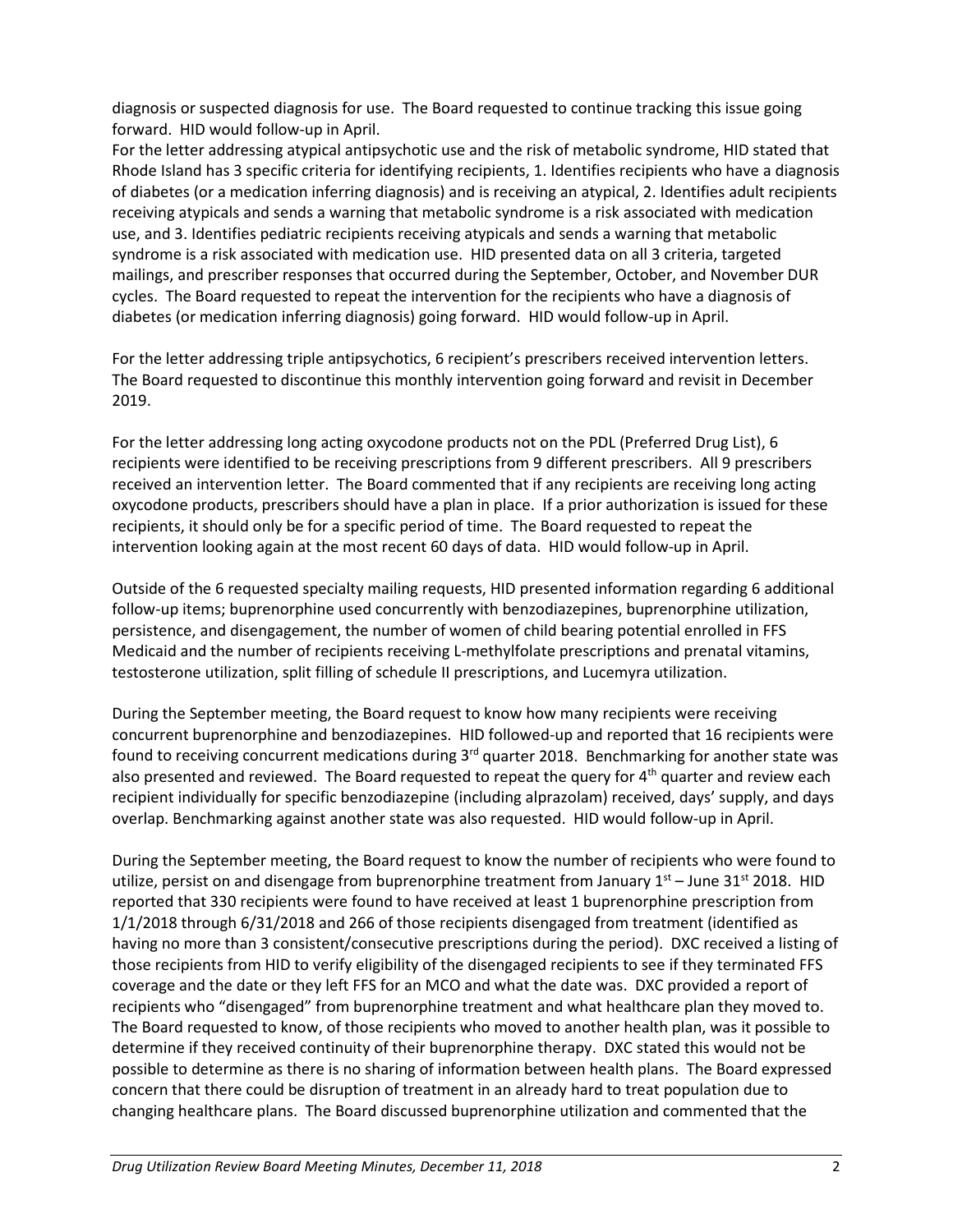diagnosis or suspected diagnosis for use. The Board requested to continue tracking this issue going forward. HID would follow-up in April.

For the letter addressing atypical antipsychotic use and the risk of metabolic syndrome, HID stated that Rhode Island has 3 specific criteria for identifying recipients, 1. Identifies recipients who have a diagnosis of diabetes (or a medication inferring diagnosis) and is receiving an atypical, 2. Identifies adult recipients receiving atypicals and sends a warning that metabolic syndrome is a risk associated with medication use, and 3. Identifies pediatric recipients receiving atypicals and sends a warning that metabolic syndrome is a risk associated with medication use. HID presented data on all 3 criteria, targeted mailings, and prescriber responses that occurred during the September, October, and November DUR cycles. The Board requested to repeat the intervention for the recipients who have a diagnosis of diabetes (or medication inferring diagnosis) going forward. HID would follow-up in April.

For the letter addressing triple antipsychotics, 6 recipient's prescribers received intervention letters. The Board requested to discontinue this monthly intervention going forward and revisit in December 2019.

For the letter addressing long acting oxycodone products not on the PDL (Preferred Drug List), 6 recipients were identified to be receiving prescriptions from 9 different prescribers. All 9 prescribers received an intervention letter. The Board commented that if any recipients are receiving long acting oxycodone products, prescribers should have a plan in place. If a prior authorization is issued for these recipients, it should only be for a specific period of time. The Board requested to repeat the intervention looking again at the most recent 60 days of data. HID would follow-up in April.

Outside of the 6 requested specialty mailing requests, HID presented information regarding 6 additional follow-up items; buprenorphine used concurrently with benzodiazepines, buprenorphine utilization, persistence, and disengagement, the number of women of child bearing potential enrolled in FFS Medicaid and the number of recipients receiving L-methylfolate prescriptions and prenatal vitamins, testosterone utilization, split filling of schedule II prescriptions, and Lucemyra utilization.

During the September meeting, the Board request to know how many recipients were receiving concurrent buprenorphine and benzodiazepines. HID followed-up and reported that 16 recipients were found to receiving concurrent medications during 3rd quarter 2018. Benchmarking for another state was also presented and reviewed. The Board requested to repeat the query for 4th quarter and review each recipient individually for specific benzodiazepine (including alprazolam) received, days' supply, and days overlap. Benchmarking against another state was also requested. HID would follow-up in April.

During the September meeting, the Board request to know the number of recipients who were found to utilize, persist on and disengage from buprenorphine treatment from January 1st – June 31st 2018. HID reported that 330 recipients were found to have received at least 1 buprenorphine prescription from 1/1/2018 through 6/31/2018 and 266 of those recipients disengaged from treatment (identified as having no more than 3 consistent/consecutive prescriptions during the period). DXC received a listing of those recipients from HID to verify eligibility of the disengaged recipients to see if they terminated FFS coverage and the date or they left FFS for an MCO and what the date was. DXC provided a report of recipients who "disengaged" from buprenorphine treatment and what healthcare plan they moved to. The Board requested to know, of those recipients who moved to another health plan, was it possible to determine if they received continuity of their buprenorphine therapy. DXC stated this would not be possible to determine as there is no sharing of information between health plans. The Board expressed concern that there could be disruption of treatment in an already hard to treat population due to changing healthcare plans. The Board discussed buprenorphine utilization and commented that the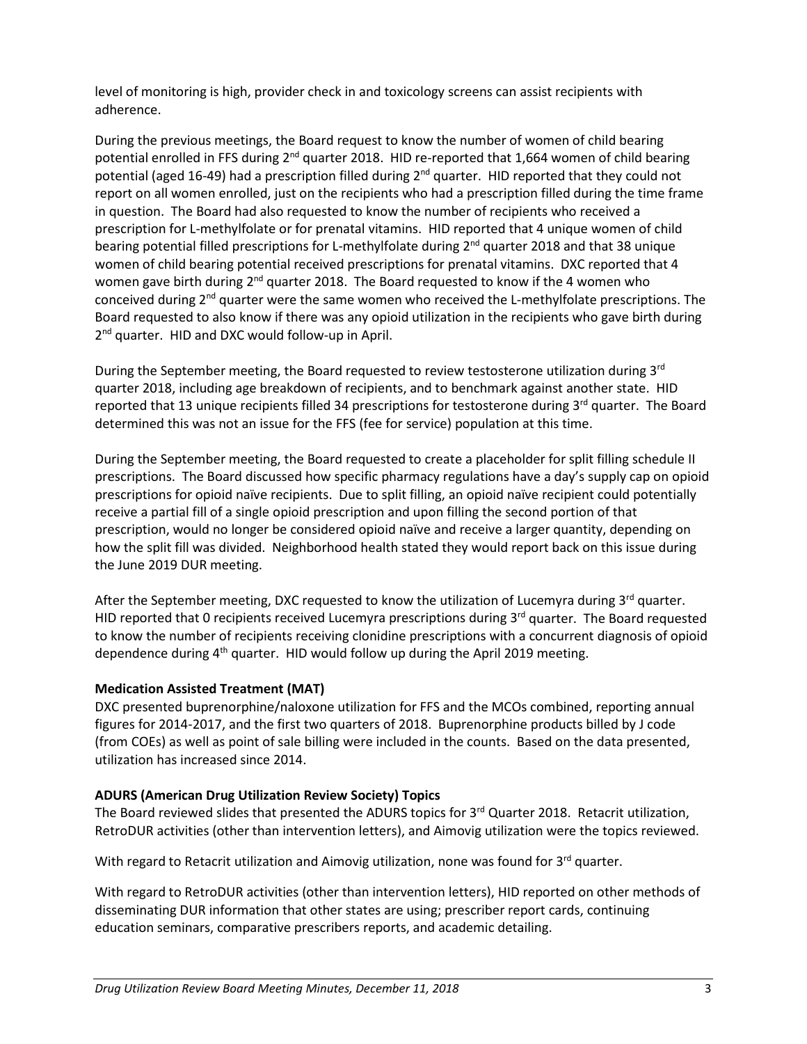level of monitoring is high, provider check in and toxicology screens can assist recipients with adherence.

During the previous meetings, the Board request to know the number of women of child bearing potential enrolled in FFS during 2nd quarter 2018. HID re-reported that 1,664 women of child bearing potential (aged 16-49) had a prescription filled during 2nd quarter. HID reported that they could not report on all women enrolled, just on the recipients who had a prescription filled during the time frame in question. The Board had also requested to know the number of recipients who received a prescription for L-methylfolate or for prenatal vitamins. HID reported that 4 unique women of child bearing potential filled prescriptions for L-methylfolate during 2nd quarter 2018 and that 38 unique women of child bearing potential received prescriptions for prenatal vitamins. DXC reported that 4 women gave birth during 2nd quarter 2018. The Board requested to know if the 4 women who conceived during 2nd quarter were the same women who received the L-methylfolate prescriptions. The Board requested to also know if there was any opioid utilization in the recipients who gave birth during 2nd quarter. HID and DXC would follow-up in April.

During the September meeting, the Board requested to review testosterone utilization during 3rd quarter 2018, including age breakdown of recipients, and to benchmark against another state. HID reported that 13 unique recipients filled 34 prescriptions for testosterone during 3rd quarter. The Board determined this was not an issue for the FFS (fee for service) population at this time.

During the September meeting, the Board requested to create a placeholder for split filling schedule II prescriptions. The Board discussed how specific pharmacy regulations have a day's supply cap on opioid prescriptions for opioid naïve recipients. Due to split filling, an opioid naïve recipient could potentially receive a partial fill of a single opioid prescription and upon filling the second portion of that prescription, would no longer be considered opioid naïve and receive a larger quantity, depending on how the split fill was divided. Neighborhood health stated they would report back on this issue during the June 2019 DUR meeting.

After the September meeting, DXC requested to know the utilization of Lucemyra during 3rd quarter. HID reported that 0 recipients received Lucemyra prescriptions during 3rd quarter. The Board requested to know the number of recipients receiving clonidine prescriptions with a concurrent diagnosis of opioid dependence during 4th quarter. HID would follow up during the April 2019 meeting.

**Medication Assisted Treatment (MAT)**

DXC presented buprenorphine/naloxone utilization for FFS and the MCOs combined, reporting annual figures for 2014-2017, and the first two quarters of 2018. Buprenorphine products billed by J code (from COEs) as well as point of sale billing were included in the counts. Based on the data presented, utilization has increased since 2014.

**ADURS (American Drug Utilization Review Society) Topics**

The Board reviewed slides that presented the ADURS topics for 3rd Quarter 2018. Retacrit utilization, RetroDUR activities (other than intervention letters), and Aimovig utilization were the topics reviewed.

With regard to Retacrit utilization and Aimovig utilization, none was found for 3rd quarter.

With regard to RetroDUR activities (other than intervention letters), HID reported on other methods of disseminating DUR information that other states are using; prescriber report cards, continuing education seminars, comparative prescribers reports, and academic detailing.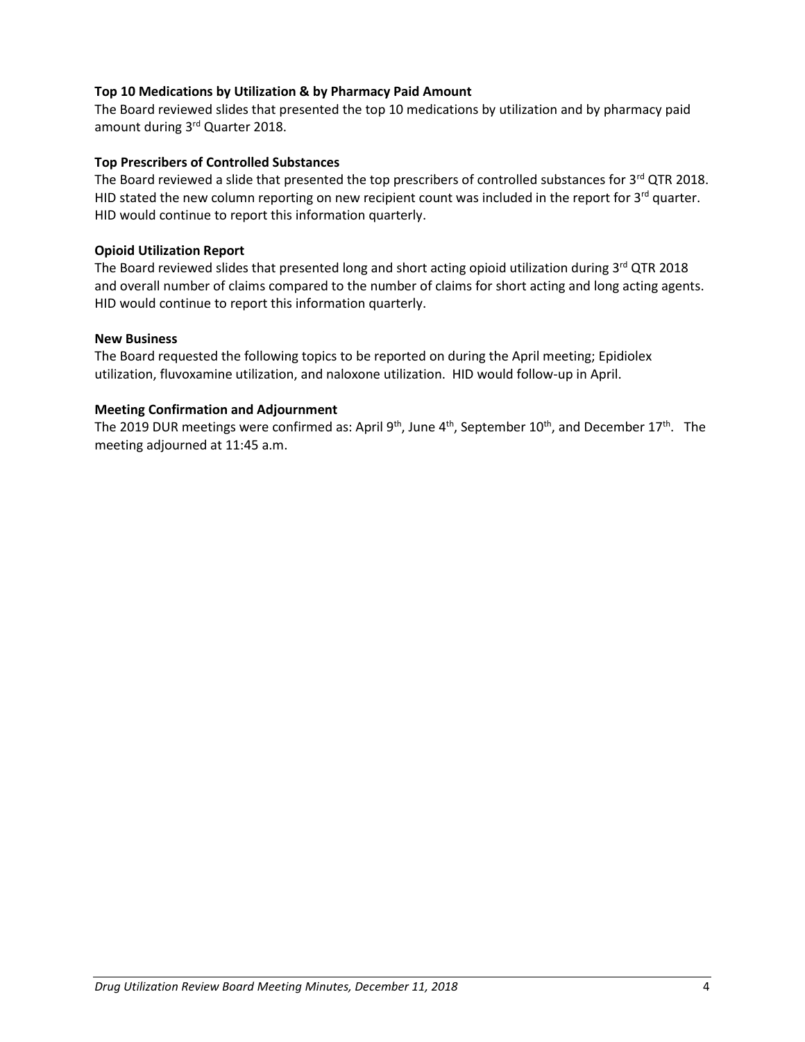**Top 10 Medications by Utilization & by Pharmacy Paid Amount**

The Board reviewed slides that presented the top 10 medications by utilization and by pharmacy paid amount during 3rd Quarter 2018.

**Top Prescribers of Controlled Substances**

The Board reviewed a slide that presented the top prescribers of controlled substances for 3rd QTR 2018. HID stated the new column reporting on new recipient count was included in the report for 3rd quarter. HID would continue to report this information quarterly.

**Opioid Utilization Report**

The Board reviewed slides that presented long and short acting opioid utilization during 3rd QTR 2018 and overall number of claims compared to the number of claims for short acting and long acting agents. HID would continue to report this information quarterly.

**New Business**

The Board requested the following topics to be reported on during the April meeting; Epidiolex utilization, fluvoxamine utilization, and naloxone utilization. HID would follow-up in April.

**Meeting Confirmation and Adjournment**

The 2019 DUR meetings were confirmed as: April 9th, June 4th, September 10th, and December 17th. The meeting adjourned at 11:45 a.m.